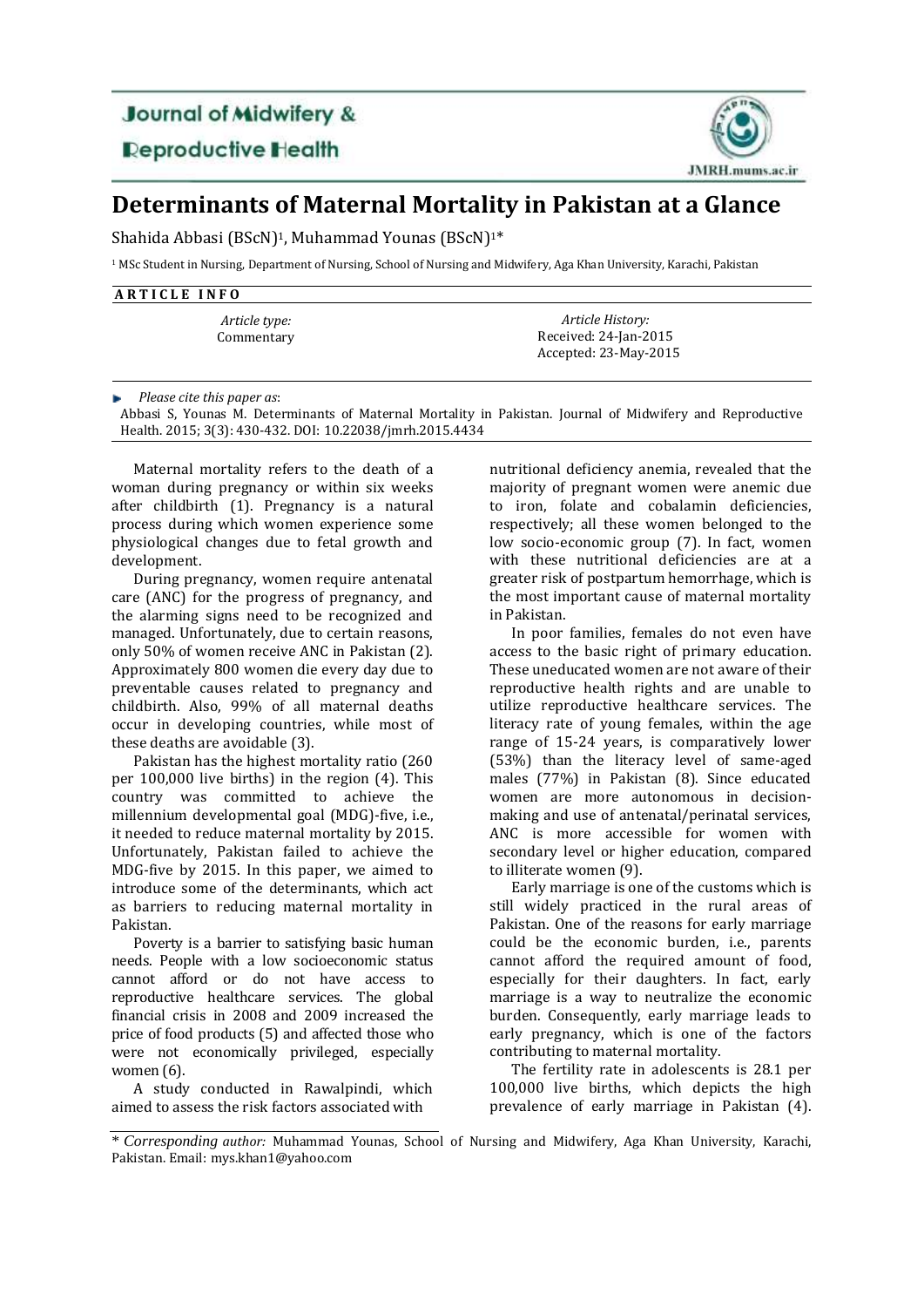Journal of Midwifery & Reproductive Health

# Determinants of Maternal Mortality in Pakistan at a Glance

Shahida Abbasi (BScN)[1], Muhammad Younas (BScN)[1]*

[1] MSc Student in Nursing, Department of Nursing, School of Nursing and Midwifery, Aga Khan University, Karachi, Pakistan

**ARTICLE INFO**

*Article type:*
Commentary

*Article History:*
Received: 24-Jan-2015
Accepted: 23-May-2015

*Please cite this paper as*:
Abbasi S, Younas M. Determinants of Maternal Mortality in Pakistan. Journal of Midwifery and Reproductive Health. 2015; 3(3): 430-432. DOI: 10.22038/jmrh.2015.4434

Maternal mortality refers to the death of a woman during pregnancy or within six weeks after childbirth (1). Pregnancy is a natural process during which women experience some physiological changes due to fetal growth and development.

During pregnancy, women require antenatal care (ANC) for the progress of pregnancy, and the alarming signs need to be recognized and managed. Unfortunately, due to certain reasons, only 50% of women receive ANC in Pakistan (2). Approximately 800 women die every day due to preventable causes related to pregnancy and childbirth. Also, 99% of all maternal deaths occur in developing countries, while most of these deaths are avoidable (3).

Pakistan has the highest mortality ratio (260 per 100,000 live births) in the region (4). This country was committed to achieve the millennium developmental goal (MDG)-five, i.e., it needed to reduce maternal mortality by 2015. Unfortunately, Pakistan failed to achieve the MDG-five by 2015. In this paper, we aimed to introduce some of the determinants, which act as barriers to reducing maternal mortality in Pakistan.

Poverty is a barrier to satisfying basic human needs. People with a low socioeconomic status cannot afford or do not have access to reproductive healthcare services. The global financial crisis in 2008 and 2009 increased the price of food products (5) and affected those who were not economically privileged, especially women (6).

A study conducted in Rawalpindi, which aimed to assess the risk factors associated with nutritional deficiency anemia, revealed that the majority of pregnant women were anemic due to iron, folate and cobalamin deficiencies, respectively; all these women belonged to the low socio-economic group (7). In fact, women with these nutritional deficiencies are at a greater risk of postpartum hemorrhage, which is the most important cause of maternal mortality in Pakistan.

In poor families, females do not even have access to the basic right of primary education. These uneducated women are not aware of their reproductive health rights and are unable to utilize reproductive healthcare services. The literacy rate of young females, within the age range of 15-24 years, is comparatively lower (53%) than the literacy level of same-aged males (77%) in Pakistan (8). Since educated women are more autonomous in decision-making and use of antenatal/perinatal services, ANC is more accessible for women with secondary level or higher education, compared to illiterate women (9).

Early marriage is one of the customs which is still widely practiced in the rural areas of Pakistan. One of the reasons for early marriage could be the economic burden, i.e., parents cannot afford the required amount of food, especially for their daughters. In fact, early marriage is a way to neutralize the economic burden. Consequently, early marriage leads to early pregnancy, which is one of the factors contributing to maternal mortality.

The fertility rate in adolescents is 28.1 per 100,000 live births, which depicts the high prevalence of early marriage in Pakistan (4).

\* *Corresponding author:* Muhammad Younas, School of Nursing and Midwifery, Aga Khan University, Karachi, Pakistan. Email: mys.khan1@yahoo.com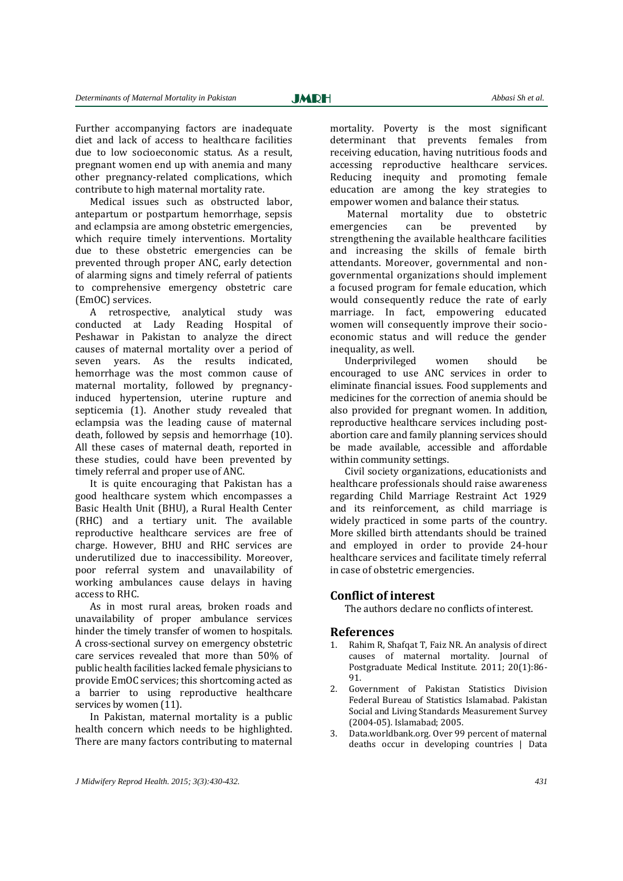Further accompanying factors are inadequate diet and lack of access to healthcare facilities due to low socioeconomic status. As a result, pregnant women end up with anemia and many other pregnancy-related complications, which contribute to high maternal mortality rate.

Medical issues such as obstructed labor, antepartum or postpartum hemorrhage, sepsis and eclampsia are among obstetric emergencies, which require timely interventions. Mortality due to these obstetric emergencies can be prevented through proper ANC, early detection of alarming signs and timely referral of patients to comprehensive emergency obstetric care (EmOC) services.

A retrospective, analytical study was conducted at Lady Reading Hospital of Peshawar in Pakistan to analyze the direct causes of maternal mortality over a period of seven years. As the results indicated, hemorrhage was the most common cause of maternal mortality, followed by pregnancy-induced hypertension, uterine rupture and septicemia (1). Another study revealed that eclampsia was the leading cause of maternal death, followed by sepsis and hemorrhage (10). All these cases of maternal death, reported in these studies, could have been prevented by timely referral and proper use of ANC.

It is quite encouraging that Pakistan has a good healthcare system which encompasses a Basic Health Unit (BHU), a Rural Health Center (RHC) and a tertiary unit. The available reproductive healthcare services are free of charge. However, BHU and RHC services are underutilized due to inaccessibility. Moreover, poor referral system and unavailability of working ambulances cause delays in having access to RHC.

As in most rural areas, broken roads and unavailability of proper ambulance services hinder the timely transfer of women to hospitals. A cross-sectional survey on emergency obstetric care services revealed that more than 50% of public health facilities lacked female physicians to provide EmOC services; this shortcoming acted as a barrier to using reproductive healthcare services by women (11).

In Pakistan, maternal mortality is a public health concern which needs to be highlighted. There are many factors contributing to maternal mortality. Poverty is the most significant determinant that prevents females from receiving education, having nutritious foods and accessing reproductive healthcare services. Reducing inequity and promoting female education are among the key strategies to empower women and balance their status.

Maternal mortality due to obstetric emergencies can be prevented by strengthening the available healthcare facilities and increasing the skills of female birth attendants. Moreover, governmental and non-governmental organizations should implement a focused program for female education, which would consequently reduce the rate of early marriage. In fact, empowering educated women will consequently improve their socio-economic status and will reduce the gender inequality, as well.

Underprivileged women should be encouraged to use ANC services in order to eliminate financial issues. Food supplements and medicines for the correction of anemia should be also provided for pregnant women. In addition, reproductive healthcare services including post-abortion care and family planning services should be made available, accessible and affordable within community settings.

Civil society organizations, educationists and healthcare professionals should raise awareness regarding Child Marriage Restraint Act 1929 and its reinforcement, as child marriage is widely practiced in some parts of the country. More skilled birth attendants should be trained and employed in order to provide 24-hour healthcare services and facilitate timely referral in case of obstetric emergencies.

## Conflict of interest

The authors declare no conflicts of interest.

## References

1. Rahim R, Shafqat T, Faiz NR. An analysis of direct causes of maternal mortality. Journal of Postgraduate Medical Institute. 2011; 20(1):86-91.
2. Government of Pakistan Statistics Division Federal Bureau of Statistics Islamabad. Pakistan Social and Living Standards Measurement Survey (2004-05). Islamabad; 2005.
3. Data.worldbank.org. Over 99 percent of maternal deaths occur in developing countries | Data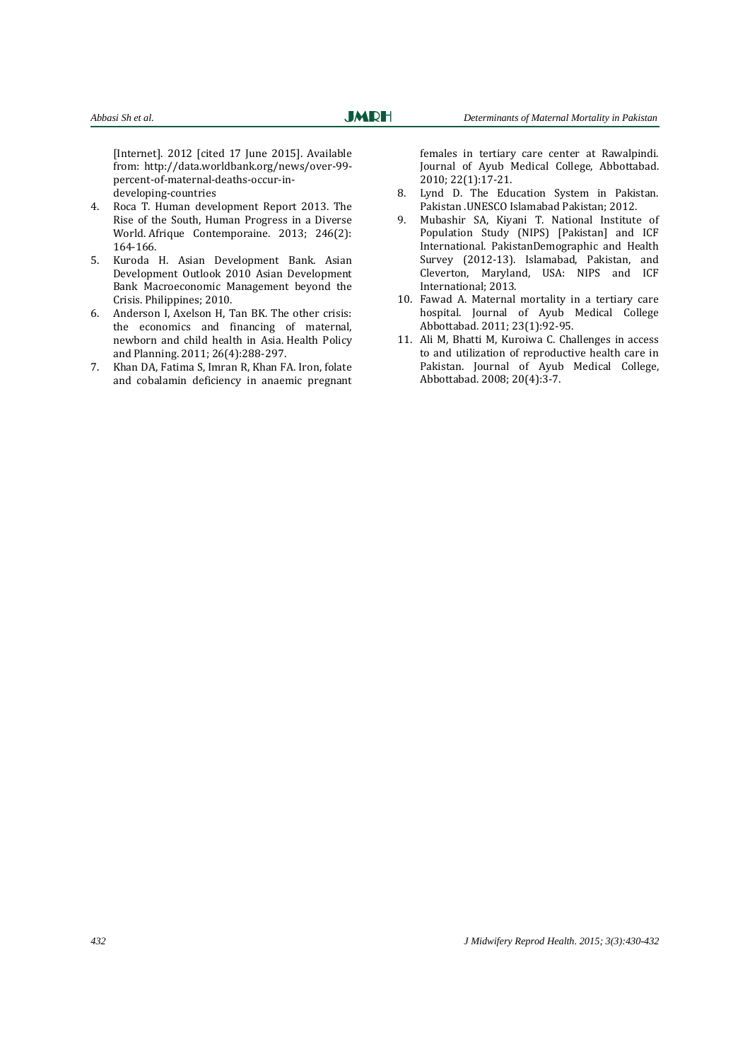[Internet]. 2012 [cited 17 June 2015]. Available from: http://data.worldbank.org/news/over-99-percent-of-maternal-deaths-occur-in-developing-countries

4. Roca T. Human development Report 2013. The Rise of the South, Human Progress in a Diverse World. Afrique Contemporaine. 2013; 246(2): 164-166.
5. Kuroda H. Asian Development Bank. Asian Development Outlook 2010 Asian Development Bank Macroeconomic Management beyond the Crisis. Philippines; 2010.
6. Anderson I, Axelson H, Tan BK. The other crisis: the economics and financing of maternal, newborn and child health in Asia. Health Policy and Planning. 2011; 26(4):288-297.
7. Khan DA, Fatima S, Imran R, Khan FA. Iron, folate and cobalamin deficiency in anaemic pregnant females in tertiary care center at Rawalpindi. Journal of Ayub Medical College, Abbottabad. 2010; 22(1):17-21.
8. Lynd D. The Education System in Pakistan. Pakistan .UNESCO Islamabad Pakistan; 2012.
9. Mubashir SA, Kiyani T. National Institute of Population Study (NIPS) [Pakistan] and ICF International. PakistanDemographic and Health Survey (2012-13). Islamabad, Pakistan, and Cleverton, Maryland, USA: NIPS and ICF International; 2013.
10. Fawad A. Maternal mortality in a tertiary care hospital. Journal of Ayub Medical College Abbottabad. 2011; 23(1):92-95.
11. Ali M, Bhatti M, Kuroiwa C. Challenges in access to and utilization of reproductive health care in Pakistan. Journal of Ayub Medical College, Abbottabad. 2008; 20(4):3-7.